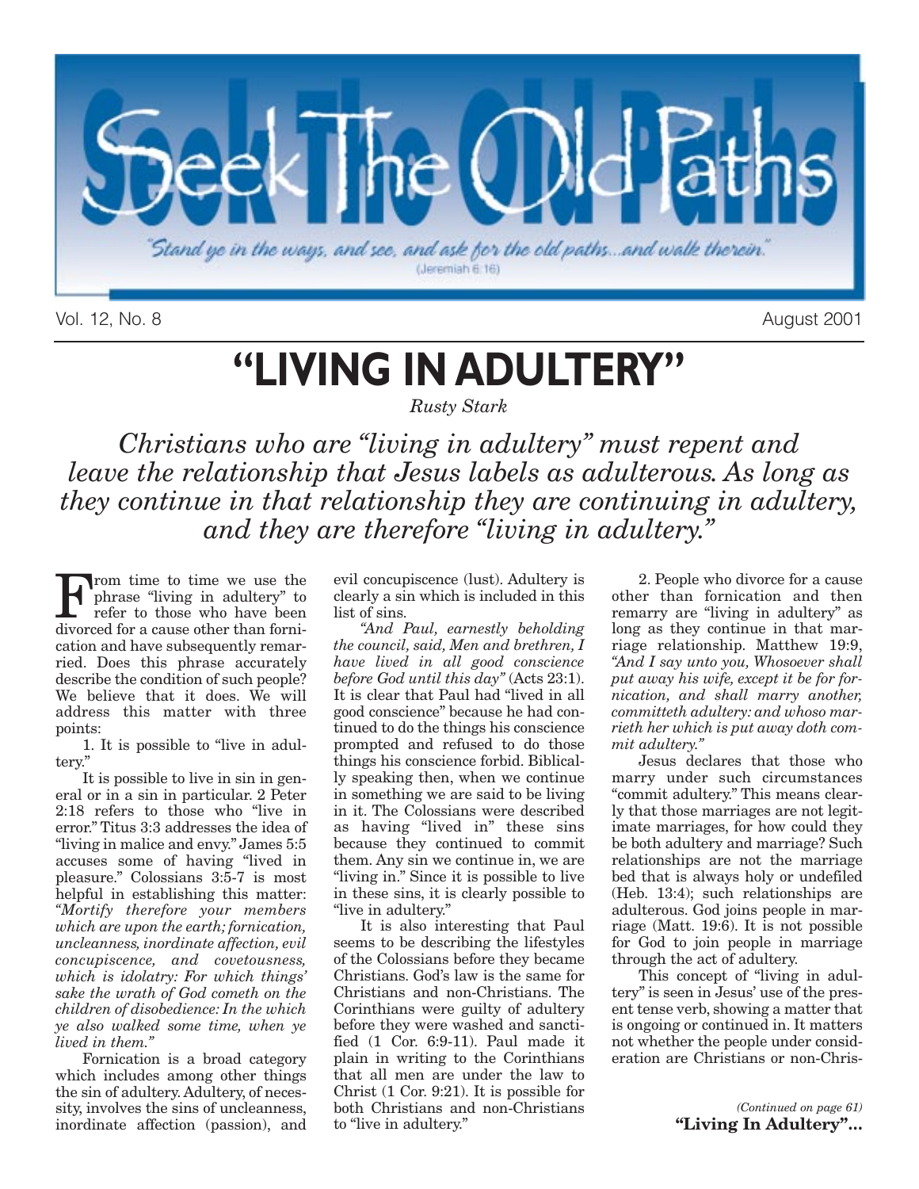# Seek The Old Paths

*"Stand ye in the ways, and see, and ask for the old paths...and walk therein."* (Jeremiah 6:16)

Vol. 12, No. 8 — August 2001

# "LIVING IN ADULTERY"

*Rusty Stark*

*Christians who are "living in adultery" must repent and leave the relationship that Jesus labels as adulterous. As long as they continue in that relationship they are continuing in adultery, and they are therefore "living in adultery."*

From time to time we use the phrase "living in adultery" to refer to those who have been divorced for a cause other than fornication and have subsequently remarried. Does this phrase accurately describe the condition of such people? We believe that it does. We will address this matter with three points:

1. It is possible to "live in adultery."

It is possible to live in sin in general or in a sin in particular. 2 Peter 2:18 refers to those who "live in error." Titus 3:3 addresses the idea of "living in malice and envy." James 5:5 accuses some of having "lived in pleasure." Colossians 3:5-7 is most helpful in establishing this matter: *"Mortify therefore your members which are upon the earth; fornication, uncleanness, inordinate affection, evil concupiscence, and covetousness, which is idolatry: For which things' sake the wrath of God cometh on the children of disobedience: In the which ye also walked some time, when ye lived in them."*

Fornication is a broad category which includes among other things the sin of adultery. Adultery, of necessity, involves the sins of uncleanness, inordinate affection (passion), and evil concupiscence (lust). Adultery is clearly a sin which is included in this list of sins.

*"And Paul, earnestly beholding the council, said, Men and brethren, I have lived in all good conscience before God until this day"* (Acts 23:1). It is clear that Paul had "lived in all good conscience" because he had continued to do the things his conscience prompted and refused to do those things his conscience forbid. Biblically speaking then, when we continue in something we are said to be living in it. The Colossians were described as having "lived in" these sins because they continued to commit them. Any sin we continue in, we are "living in." Since it is possible to live in these sins, it is clearly possible to "live in adultery."

It is also interesting that Paul seems to be describing the lifestyles of the Colossians before they became Christians. God's law is the same for Christians and non-Christians. The Corinthians were guilty of adultery before they were washed and sanctified (1 Cor. 6:9-11). Paul made it plain in writing to the Corinthians that all men are under the law to Christ (1 Cor. 9:21). It is possible for both Christians and non-Christians to "live in adultery."

2. People who divorce for a cause other than fornication and then remarry are "living in adultery" as long as they continue in that marriage relationship. Matthew 19:9, *"And I say unto you, Whosoever shall put away his wife, except it be for fornication, and shall marry another, committeth adultery: and whoso marrieth her which is put away doth commit adultery."*

Jesus declares that those who marry under such circumstances "commit adultery." This means clearly that those marriages are not legitimate marriages, for how could they be both adultery and marriage? Such relationships are not the marriage bed that is always holy or undefiled (Heb. 13:4); such relationships are adulterous. God joins people in marriage (Matt. 19:6). It is not possible for God to join people in marriage through the act of adultery.

This concept of "living in adultery" is seen in Jesus' use of the present tense verb, showing a matter that is ongoing or continued in. It matters not whether the people under consideration are Christians or non-Chris-

*(Continued on page 61)*
**"Living In Adultery"...**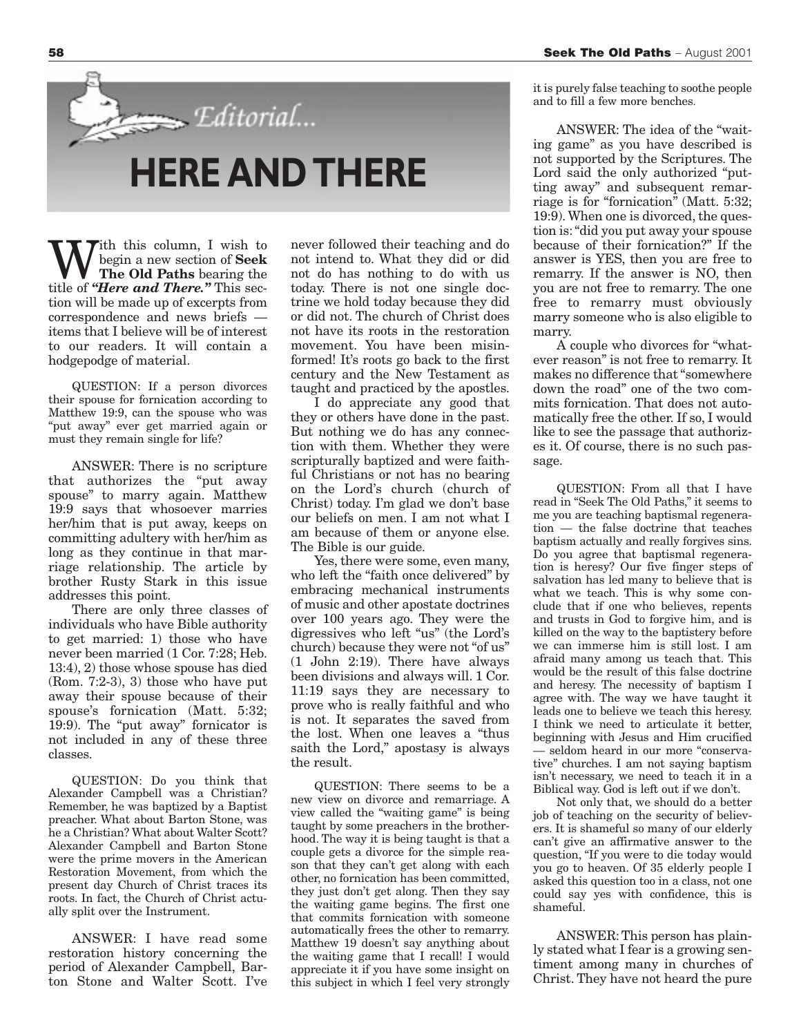# Editorial...

## HERE AND THERE

With this column, I wish to begin a new section of **Seek The Old Paths** bearing the title of ***"Here and There."*** This section will be made up of excerpts from correspondence and news briefs — items that I believe will be of interest to our readers. It will contain a hodgepodge of material.

QUESTION: If a person divorces their spouse for fornication according to Matthew 19:9, can the spouse who was "put away" ever get married again or must they remain single for life?

ANSWER: There is no scripture that authorizes the "put away spouse" to marry again. Matthew 19:9 says that whosoever marries her/him that is put away, keeps on committing adultery with her/him as long as they continue in that marriage relationship. The article by brother Rusty Stark in this issue addresses this point.

There are only three classes of individuals who have Bible authority to get married: 1) those who have never been married (1 Cor. 7:28; Heb. 13:4), 2) those whose spouse has died (Rom. 7:2-3), 3) those who have put away their spouse because of their spouse's fornication (Matt. 5:32; 19:9). The "put away" fornicator is not included in any of these three classes.

QUESTION: Do you think that Alexander Campbell was a Christian? Remember, he was baptized by a Baptist preacher. What about Barton Stone, was he a Christian? What about Walter Scott? Alexander Campbell and Barton Stone were the prime movers in the American Restoration Movement, from which the present day Church of Christ traces its roots. In fact, the Church of Christ actually split over the Instrument.

ANSWER: I have read some restoration history concerning the period of Alexander Campbell, Barton Stone and Walter Scott. I've never followed their teaching and do not intend to. What they did or did not do has nothing to do with us today. There is not one single doctrine we hold today because they did or did not. The church of Christ does not have its roots in the restoration movement. You have been misinformed! It's roots go back to the first century and the New Testament as taught and practiced by the apostles.

I do appreciate any good that they or others have done in the past. But nothing we do has any connection with them. Whether they were scripturally baptized and were faithful Christians or not has no bearing on the Lord's church (church of Christ) today. I'm glad we don't base our beliefs on men. I am not what I am because of them or anyone else. The Bible is our guide.

Yes, there were some, even many, who left the "faith once delivered" by embracing mechanical instruments of music and other apostate doctrines over 100 years ago. They were the digressives who left "us" (the Lord's church) because they were not "of us" (1 John 2:19). There have always been divisions and always will. 1 Cor. 11:19 says they are necessary to prove who is really faithful and who is not. It separates the saved from the lost. When one leaves a "thus saith the Lord," apostasy is always the result.

QUESTION: There seems to be a new view on divorce and remarriage. A view called the "waiting game" is being taught by some preachers in the brotherhood. The way it is being taught is that a couple gets a divorce for the simple reason that they can't get along with each other, no fornication has been committed, they just don't get along. Then they say the waiting game begins. The first one that commits fornication with someone automatically frees the other to remarry. Matthew 19 doesn't say anything about the waiting game that I recall! I would appreciate it if you have some insight on this subject in which I feel very strongly it is purely false teaching to soothe people and to fill a few more benches.

ANSWER: The idea of the "waiting game" as you have described is not supported by the Scriptures. The Lord said the only authorized "putting away" and subsequent remarriage is for "fornication" (Matt. 5:32; 19:9). When one is divorced, the question is: "did you put away your spouse because of their fornication?" If the answer is YES, then you are free to remarry. If the answer is NO, then you are not free to remarry. The one free to remarry must obviously marry someone who is also eligible to marry.

A couple who divorces for "whatever reason" is not free to remarry. It makes no difference that "somewhere down the road" one of the two commits fornication. That does not automatically free the other. If so, I would like to see the passage that authorizes it. Of course, there is no such passage.

QUESTION: From all that I have read in "Seek The Old Paths," it seems to me you are teaching baptismal regeneration — the false doctrine that teaches baptism actually and really forgives sins. Do you agree that baptismal regeneration is heresy? Our five finger steps of salvation has led many to believe that is what we teach. This is why some conclude that if one who believes, repents and trusts in God to forgive him, and is killed on the way to the baptistery before we can immerse him is still lost. I am afraid many among us teach that. This would be the result of this false doctrine and heresy. The necessity of baptism I agree with. The way we have taught it leads one to believe we teach this heresy. I think we need to articulate it better, beginning with Jesus and Him crucified — seldom heard in our more "conservative" churches. I am not saying baptism isn't necessary, we need to teach it in a Biblical way. God is left out if we don't.

Not only that, we should do a better job of teaching on the security of believers. It is shameful so many of our elderly can't give an affirmative answer to the question, "If you were to die today would you go to heaven. Of 35 elderly people I asked this question too in a class, not one could say yes with confidence, this is shameful.

ANSWER: This person has plainly stated what I fear is a growing sentiment among many in churches of Christ. They have not heard the pure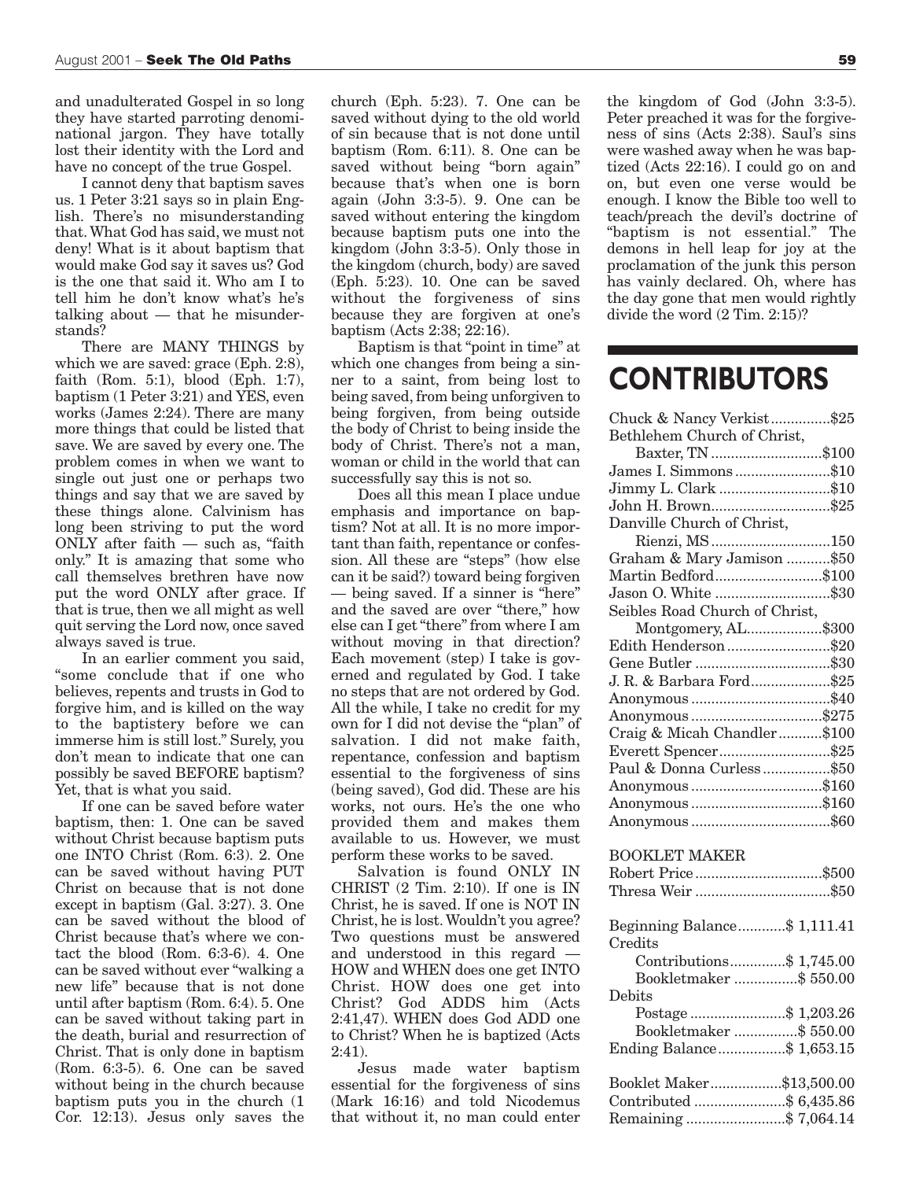and unadulterated Gospel in so long they have started parroting denominational jargon. They have totally lost their identity with the Lord and have no concept of the true Gospel.

I cannot deny that baptism saves us. 1 Peter 3:21 says so in plain English. There's no misunderstanding that. What God has said, we must not deny! What is it about baptism that would make God say it saves us? God is the one that said it. Who am I to tell him he don't know what's he's talking about — that he misunderstands?

There are MANY THINGS by which we are saved: grace (Eph. 2:8), faith (Rom. 5:1), blood (Eph. 1:7), baptism (1 Peter 3:21) and YES, even works (James 2:24). There are many more things that could be listed that save. We are saved by every one. The problem comes in when we want to single out just one or perhaps two things and say that we are saved by these things alone. Calvinism has long been striving to put the word ONLY after faith — such as, "faith only." It is amazing that some who call themselves brethren have now put the word ONLY after grace. If that is true, then we all might as well quit serving the Lord now, once saved always saved is true.

In an earlier comment you said, "some conclude that if one who believes, repents and trusts in God to forgive him, and is killed on the way to the baptistery before we can immerse him is still lost." Surely, you don't mean to indicate that one can possibly be saved BEFORE baptism? Yet, that is what you said.

If one can be saved before water baptism, then: 1. One can be saved without Christ because baptism puts one INTO Christ (Rom. 6:3). 2. One can be saved without having PUT Christ on because that is not done except in baptism (Gal. 3:27). 3. One can be saved without the blood of Christ because that's where we contact the blood (Rom. 6:3-6). 4. One can be saved without ever "walking a new life" because that is not done until after baptism (Rom. 6:4). 5. One can be saved without taking part in the death, burial and resurrection of Christ. That is only done in baptism (Rom. 6:3-5). 6. One can be saved without being in the church because baptism puts you in the church (1 Cor. 12:13). Jesus only saves the church (Eph. 5:23). 7. One can be saved without dying to the old world of sin because that is not done until baptism (Rom. 6:11). 8. One can be saved without being "born again" because that's when one is born again (John 3:3-5). 9. One can be saved without entering the kingdom because baptism puts one into the kingdom (John 3:3-5). Only those in the kingdom (church, body) are saved (Eph. 5:23). 10. One can be saved without the forgiveness of sins because they are forgiven at one's baptism (Acts 2:38; 22:16).

Baptism is that "point in time" at which one changes from being a sinner to a saint, from being lost to being saved, from being unforgiven to being forgiven, from being outside the body of Christ to being inside the body of Christ. There's not a man, woman or child in the world that can successfully say this is not so.

Does all this mean I place undue emphasis and importance on baptism? Not at all. It is no more important than faith, repentance or confession. All these are "steps" (how else can it be said?) toward being forgiven — being saved. If a sinner is "here" and the saved are over "there," how else can I get "there" from where I am without moving in that direction? Each movement (step) I take is governed and regulated by God. I take no steps that are not ordered by God. All the while, I take no credit for my own for I did not devise the "plan" of salvation. I did not make faith, repentance, confession and baptism essential to the forgiveness of sins (being saved), God did. These are his works, not ours. He's the one who provided them and makes them available to us. However, we must perform these works to be saved.

Salvation is found ONLY IN CHRIST (2 Tim. 2:10). If one is IN Christ, he is saved. If one is NOT IN Christ, he is lost. Wouldn't you agree? Two questions must be answered and understood in this regard — HOW and WHEN does one get INTO Christ. HOW does one get into Christ? God ADDS him (Acts 2:41,47). WHEN does God ADD one to Christ? When he is baptized (Acts 2:41).

Jesus made water baptism essential for the forgiveness of sins (Mark 16:16) and told Nicodemus that without it, no man could enter the kingdom of God (John 3:3-5). Peter preached it was for the forgiveness of sins (Acts 2:38). Saul's sins were washed away when he was baptized (Acts 22:16). I could go on and on, but even one verse would be enough. I know the Bible too well to teach/preach the devil's doctrine of "baptism is not essential." The demons in hell leap for joy at the proclamation of the junk this person has vainly declared. Oh, where has the day gone that men would rightly divide the word (2 Tim. 2:15)?

# CONTRIBUTORS

| | |
|---|---|
| Chuck & Nancy Verkist | $25 |
| Bethlehem Church of Christ, Baxter, TN | $100 |
| James I. Simmons | $10 |
| Jimmy L. Clark | $10 |
| John H. Brown | $25 |
| Danville Church of Christ, Rienzi, MS | 150 |
| Graham & Mary Jamison | $50 |
| Martin Bedford | $100 |
| Jason O. White | $30 |
| Seibles Road Church of Christ, Montgomery, AL | $300 |
| Edith Henderson | $20 |
| Gene Butler | $30 |
| J. R. & Barbara Ford | $25 |
| Anonymous | $40 |
| Anonymous | $275 |
| Craig & Micah Chandler | $100 |
| Everett Spencer | $25 |
| Paul & Donna Curless | $50 |
| Anonymous | $160 |
| Anonymous | $160 |
| Anonymous | $60 |

BOOKLET MAKER

| | |
|---|---|
| Robert Price | $500 |
| Thresa Weir | $50 |

| | |
|---|---|
| Beginning Balance | $ 1,111.41 |
| Credits | |
| Contributions | $ 1,745.00 |
| Bookletmaker | $ 550.00 |
| Debits | |
| Postage | $ 1,203.26 |
| Bookletmaker | $ 550.00 |
| Ending Balance | $ 1,653.15 |

| | |
|---|---|
| Booklet Maker | $13,500.00 |
| Contributed | $ 6,435.86 |
| Remaining | $ 7,064.14 |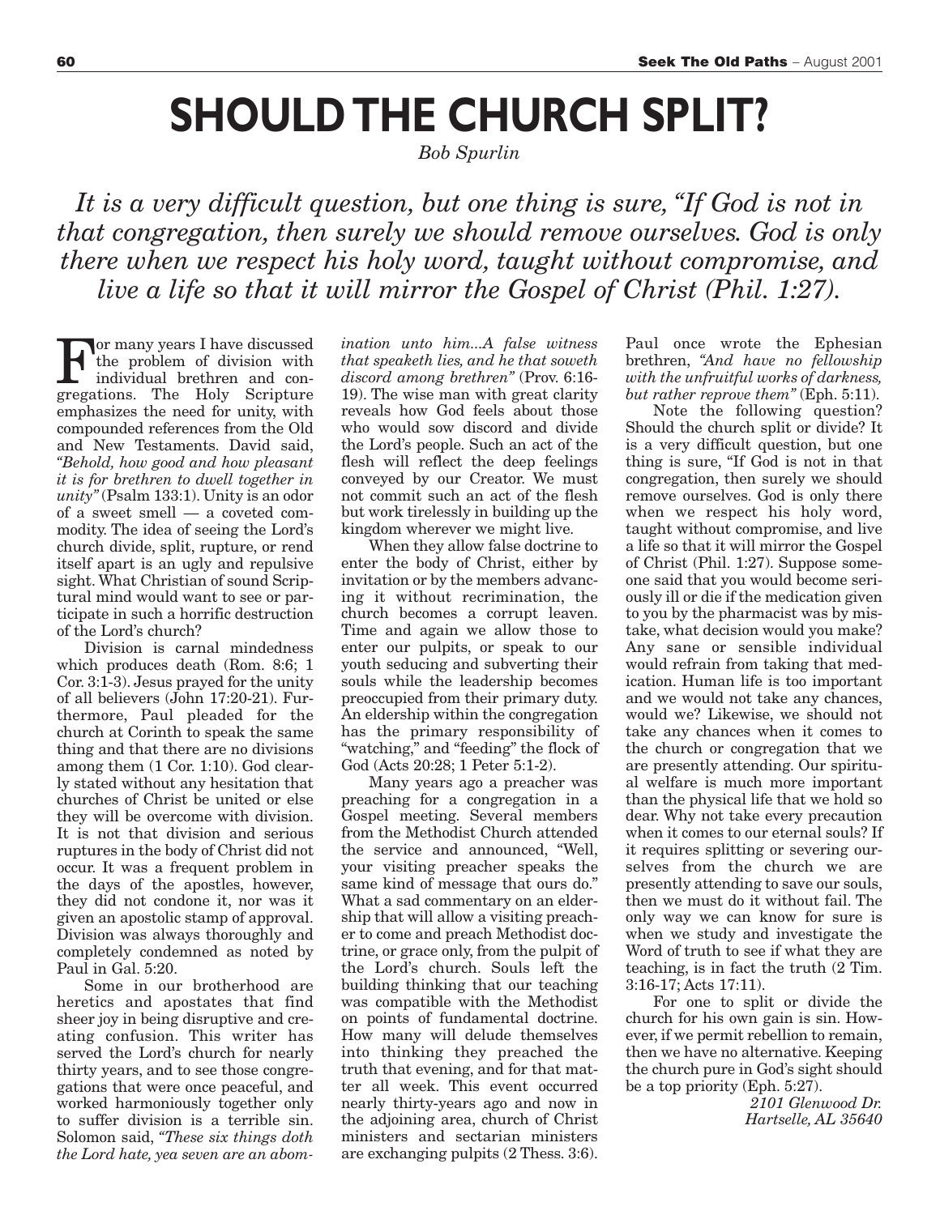# SHOULD THE CHURCH SPLIT?

*Bob Spurlin*

*It is a very difficult question, but one thing is sure, "If God is not in that congregation, then surely we should remove ourselves. God is only there when we respect his holy word, taught without compromise, and live a life so that it will mirror the Gospel of Christ (Phil. 1:27).*

For many years I have discussed the problem of division with individual brethren and congregations. The Holy Scripture emphasizes the need for unity, with compounded references from the Old and New Testaments. David said, *"Behold, how good and how pleasant it is for brethren to dwell together in unity"* (Psalm 133:1). Unity is an odor of a sweet smell — a coveted commodity. The idea of seeing the Lord's church divide, split, rupture, or rend itself apart is an ugly and repulsive sight. What Christian of sound Scriptural mind would want to see or participate in such a horrific destruction of the Lord's church?

Division is carnal mindedness which produces death (Rom. 8:6; 1 Cor. 3:1-3). Jesus prayed for the unity of all believers (John 17:20-21). Furthermore, Paul pleaded for the church at Corinth to speak the same thing and that there are no divisions among them (1 Cor. 1:10). God clearly stated without any hesitation that churches of Christ be united or else they will be overcome with division. It is not that division and serious ruptures in the body of Christ did not occur. It was a frequent problem in the days of the apostles, however, they did not condone it, nor was it given an apostolic stamp of approval. Division was always thoroughly and completely condemned as noted by Paul in Gal. 5:20.

Some in our brotherhood are heretics and apostates that find sheer joy in being disruptive and creating confusion. This writer has served the Lord's church for nearly thirty years, and to see those congregations that were once peaceful, and worked harmoniously together only to suffer division is a terrible sin. Solomon said, *"These six things doth the Lord hate, yea seven are an abomination unto him...A false witness that speaketh lies, and he that soweth discord among brethren"* (Prov. 6:16-19). The wise man with great clarity reveals how God feels about those who would sow discord and divide the Lord's people. Such an act of the flesh will reflect the deep feelings conveyed by our Creator. We must not commit such an act of the flesh but work tirelessly in building up the kingdom wherever we might live.

When they allow false doctrine to enter the body of Christ, either by invitation or by the members advancing it without recrimination, the church becomes a corrupt leaven. Time and again we allow those to enter our pulpits, or speak to our youth seducing and subverting their souls while the leadership becomes preoccupied from their primary duty. An eldership within the congregation has the primary responsibility of "watching," and "feeding" the flock of God (Acts 20:28; 1 Peter 5:1-2).

Many years ago a preacher was preaching for a congregation in a Gospel meeting. Several members from the Methodist Church attended the service and announced, "Well, your visiting preacher speaks the same kind of message that ours do." What a sad commentary on an eldership that will allow a visiting preacher to come and preach Methodist doctrine, or grace only, from the pulpit of the Lord's church. Souls left the building thinking that our teaching was compatible with the Methodist on points of fundamental doctrine. How many will delude themselves into thinking they preached the truth that evening, and for that matter all week. This event occurred nearly thirty-years ago and now in the adjoining area, church of Christ ministers and sectarian ministers are exchanging pulpits (2 Thess. 3:6). Paul once wrote the Ephesian brethren, *"And have no fellowship with the unfruitful works of darkness, but rather reprove them"* (Eph. 5:11).

Note the following question? Should the church split or divide? It is a very difficult question, but one thing is sure, "If God is not in that congregation, then surely we should remove ourselves. God is only there when we respect his holy word, taught without compromise, and live a life so that it will mirror the Gospel of Christ (Phil. 1:27). Suppose someone said that you would become seriously ill or die if the medication given to you by the pharmacist was by mistake, what decision would you make? Any sane or sensible individual would refrain from taking that medication. Human life is too important and we would not take any chances, would we? Likewise, we should not take any chances when it comes to the church or congregation that we are presently attending. Our spiritual welfare is much more important than the physical life that we hold so dear. Why not take every precaution when it comes to our eternal souls? If it requires splitting or severing ourselves from the church we are presently attending to save our souls, then we must do it without fail. The only way we can know for sure is when we study and investigate the Word of truth to see if what they are teaching, is in fact the truth (2 Tim. 3:16-17; Acts 17:11).

For one to split or divide the church for his own gain is sin. However, if we permit rebellion to remain, then we have no alternative. Keeping the church pure in God's sight should be a top priority (Eph. 5:27).

*2101 Glenwood Dr.*
*Hartselle, AL 35640*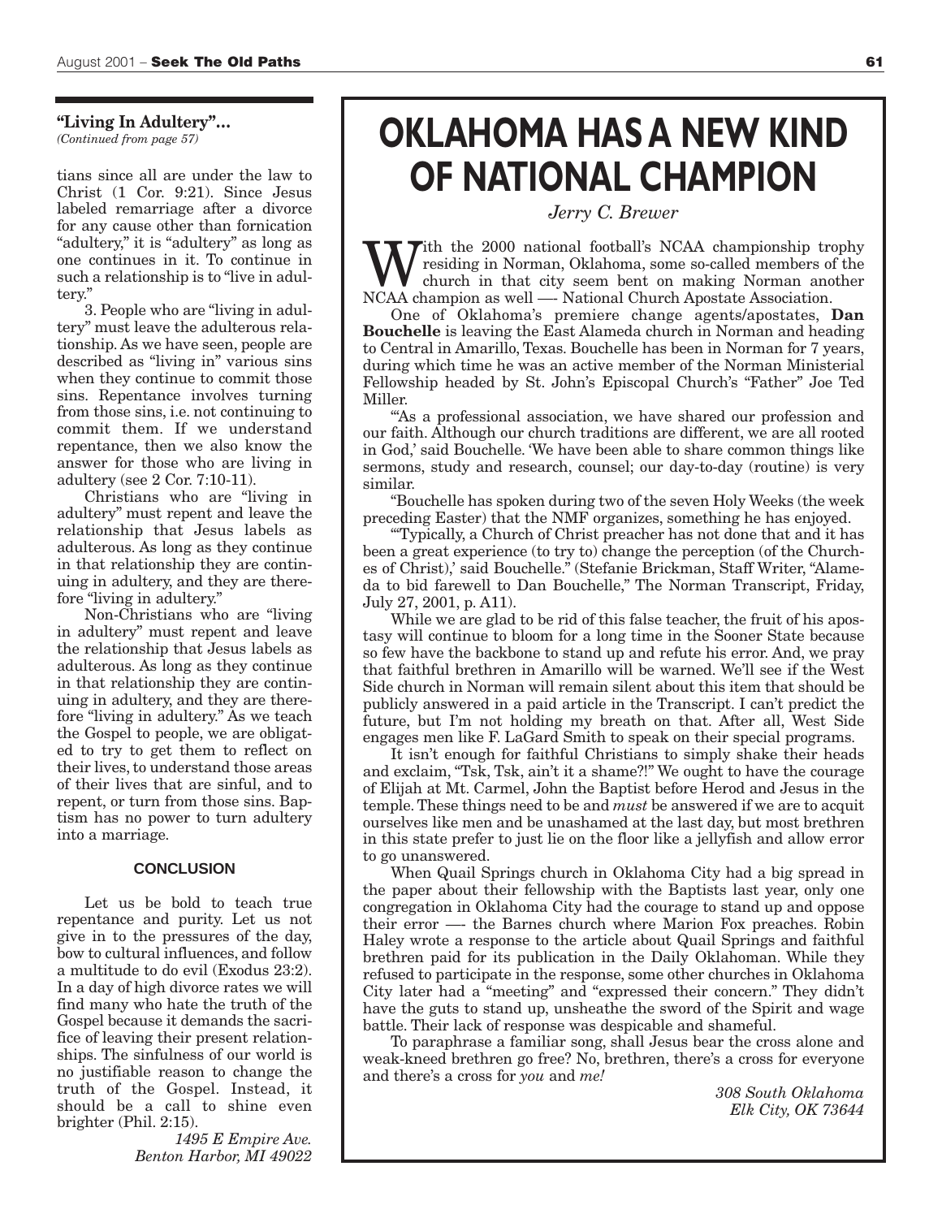**"Living In Adultery"...**
*(Continued from page 57)*

tians since all are under the law to Christ (1 Cor. 9:21). Since Jesus labeled remarriage after a divorce for any cause other than fornication "adultery," it is "adultery" as long as one continues in it. To continue in such a relationship is to "live in adultery."

3. People who are "living in adultery" must leave the adulterous relationship. As we have seen, people are described as "living in" various sins when they continue to commit those sins. Repentance involves turning from those sins, i.e. not continuing to commit them. If we understand repentance, then we also know the answer for those who are living in adultery (see 2 Cor. 7:10-11).

Christians who are "living in adultery" must repent and leave the relationship that Jesus labels as adulterous. As long as they continue in that relationship they are continuing in adultery, and they are therefore "living in adultery."

Non-Christians who are "living in adultery" must repent and leave the relationship that Jesus labels as adulterous. As long as they continue in that relationship they are continuing in adultery, and they are therefore "living in adultery." As we teach the Gospel to people, we are obligated to try to get them to reflect on their lives, to understand those areas of their lives that are sinful, and to repent, or turn from those sins. Baptism has no power to turn adultery into a marriage.

#### CONCLUSION

Let us be bold to teach true repentance and purity. Let us not give in to the pressures of the day, bow to cultural influences, and follow a multitude to do evil (Exodus 23:2). In a day of high divorce rates we will find many who hate the truth of the Gospel because it demands the sacrifice of leaving their present relationships. The sinfulness of our world is no justifiable reason to change the truth of the Gospel. Instead, it should be a call to shine even brighter (Phil. 2:15).

*1495 E Empire Ave.*
*Benton Harbor, MI 49022*

# OKLAHOMA HAS A NEW KIND OF NATIONAL CHAMPION

*Jerry C. Brewer*

With the 2000 national football's NCAA championship trophy residing in Norman, Oklahoma, some so-called members of the church in that city seem bent on making Norman another NCAA champion as well —- National Church Apostate Association.

One of Oklahoma's premiere change agents/apostates, **Dan Bouchelle** is leaving the East Alameda church in Norman and heading to Central in Amarillo, Texas. Bouchelle has been in Norman for 7 years, during which time he was an active member of the Norman Ministerial Fellowship headed by St. John's Episcopal Church's "Father" Joe Ted Miller.

"'As a professional association, we have shared our profession and our faith. Although our church traditions are different, we are all rooted in God,' said Bouchelle. 'We have been able to share common things like sermons, study and research, counsel; our day-to-day (routine) is very similar.

"Bouchelle has spoken during two of the seven Holy Weeks (the week preceding Easter) that the NMF organizes, something he has enjoyed.

"'Typically, a Church of Christ preacher has not done that and it has been a great experience (to try to) change the perception (of the Churches of Christ),' said Bouchelle." (Stefanie Brickman, Staff Writer, "Alameda to bid farewell to Dan Bouchelle," The Norman Transcript, Friday, July 27, 2001, p. A11).

While we are glad to be rid of this false teacher, the fruit of his apostasy will continue to bloom for a long time in the Sooner State because so few have the backbone to stand up and refute his error. And, we pray that faithful brethren in Amarillo will be warned. We'll see if the West Side church in Norman will remain silent about this item that should be publicly answered in a paid article in the Transcript. I can't predict the future, but I'm not holding my breath on that. After all, West Side engages men like F. LaGard Smith to speak on their special programs.

It isn't enough for faithful Christians to simply shake their heads and exclaim, "Tsk, Tsk, ain't it a shame?!" We ought to have the courage of Elijah at Mt. Carmel, John the Baptist before Herod and Jesus in the temple. These things need to be and *must* be answered if we are to acquit ourselves like men and be unashamed at the last day, but most brethren in this state prefer to just lie on the floor like a jellyfish and allow error to go unanswered.

When Quail Springs church in Oklahoma City had a big spread in the paper about their fellowship with the Baptists last year, only one congregation in Oklahoma City had the courage to stand up and oppose their error —- the Barnes church where Marion Fox preaches. Robin Haley wrote a response to the article about Quail Springs and faithful brethren paid for its publication in the Daily Oklahoman. While they refused to participate in the response, some other churches in Oklahoma City later had a "meeting" and "expressed their concern." They didn't have the guts to stand up, unsheathe the sword of the Spirit and wage battle. Their lack of response was despicable and shameful.

To paraphrase a familiar song, shall Jesus bear the cross alone and weak-kneed brethren go free? No, brethren, there's a cross for everyone and there's a cross for *you* and *me!*

*308 South Oklahoma*
*Elk City, OK 73644*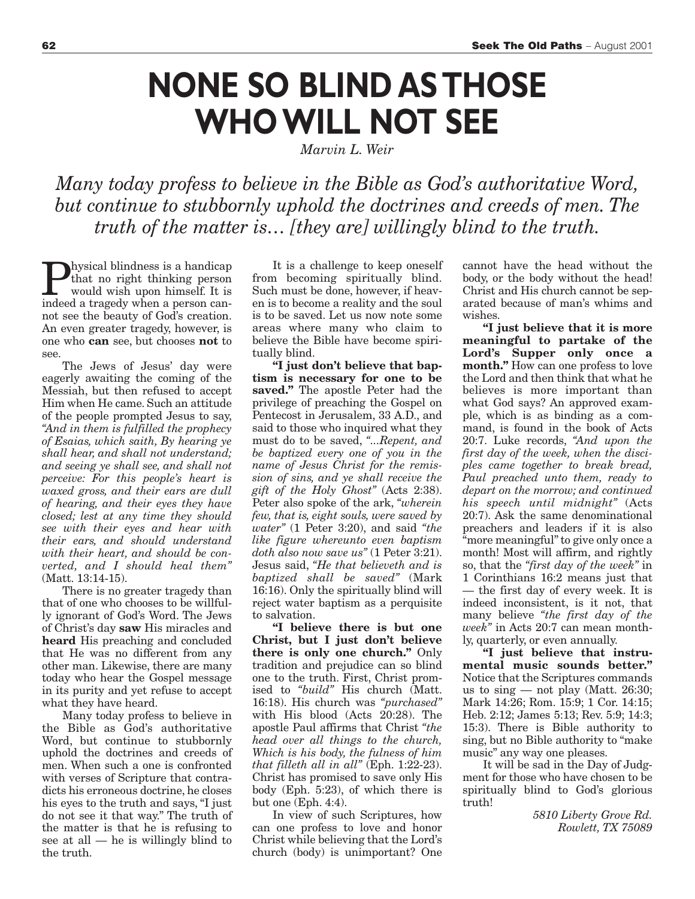# NONE SO BLIND AS THOSE WHO WILL NOT SEE

*Marvin L. Weir*

*Many today profess to believe in the Bible as God's authoritative Word, but continue to stubbornly uphold the doctrines and creeds of men. The truth of the matter is… [they are] willingly blind to the truth.*

Physical blindness is a handicap that no right thinking person would wish upon himself. It is indeed a tragedy when a person cannot see the beauty of God's creation. An even greater tragedy, however, is one who **can** see, but chooses **not** to see.

The Jews of Jesus' day were eagerly awaiting the coming of the Messiah, but then refused to accept Him when He came. Such an attitude of the people prompted Jesus to say, *"And in them is fulfilled the prophecy of Esaias, which saith, By hearing ye shall hear, and shall not understand; and seeing ye shall see, and shall not perceive: For this people's heart is waxed gross, and their ears are dull of hearing, and their eyes they have closed; lest at any time they should see with their eyes and hear with their ears, and should understand with their heart, and should be converted, and I should heal them"* (Matt. 13:14-15).

There is no greater tragedy than that of one who chooses to be willfully ignorant of God's Word. The Jews of Christ's day **saw** His miracles and **heard** His preaching and concluded that He was no different from any other man. Likewise, there are many today who hear the Gospel message in its purity and yet refuse to accept what they have heard.

Many today profess to believe in the Bible as God's authoritative Word, but continue to stubbornly uphold the doctrines and creeds of men. When such a one is confronted with verses of Scripture that contradicts his erroneous doctrine, he closes his eyes to the truth and says, "I just do not see it that way." The truth of the matter is that he is refusing to see at all — he is willingly blind to the truth.

It is a challenge to keep oneself from becoming spiritually blind. Such must be done, however, if heaven is to become a reality and the soul is to be saved. Let us now note some areas where many who claim to believe the Bible have become spiritually blind.

**"I just don't believe that baptism is necessary for one to be saved."** The apostle Peter had the privilege of preaching the Gospel on Pentecost in Jerusalem, 33 A.D., and said to those who inquired what they must do to be saved, *"...Repent, and be baptized every one of you in the name of Jesus Christ for the remission of sins, and ye shall receive the gift of the Holy Ghost"* (Acts 2:38). Peter also spoke of the ark, *"wherein few, that is, eight souls, were saved by water"* (1 Peter 3:20), and said *"the like figure whereunto even baptism doth also now save us"* (1 Peter 3:21). Jesus said, *"He that believeth and is baptized shall be saved"* (Mark 16:16). Only the spiritually blind will reject water baptism as a perquisite to salvation.

**"I believe there is but one Christ, but I just don't believe there is only one church."** Only tradition and prejudice can so blind one to the truth. First, Christ promised to *"build"* His church (Matt. 16:18). His church was *"purchased"* with His blood (Acts 20:28). The apostle Paul affirms that Christ *"the head over all things to the church, Which is his body, the fulness of him that filleth all in all"* (Eph. 1:22-23). Christ has promised to save only His body (Eph. 5:23), of which there is but one (Eph. 4:4).

In view of such Scriptures, how can one profess to love and honor Christ while believing that the Lord's church (body) is unimportant? One cannot have the head without the body, or the body without the head! Christ and His church cannot be separated because of man's whims and wishes.

**"I just believe that it is more meaningful to partake of the Lord's Supper only once a month."** How can one profess to love the Lord and then think that what he believes is more important than what God says? An approved example, which is as binding as a command, is found in the book of Acts 20:7. Luke records, *"And upon the first day of the week, when the disciples came together to break bread, Paul preached unto them, ready to depart on the morrow; and continued his speech until midnight"* (Acts 20:7). Ask the same denominational preachers and leaders if it is also "more meaningful" to give only once a month! Most will affirm, and rightly so, that the *"first day of the week"* in 1 Corinthians 16:2 means just that — the first day of every week. It is indeed inconsistent, is it not, that many believe *"the first day of the week"* in Acts 20:7 can mean monthly, quarterly, or even annually.

**"I just believe that instrumental music sounds better."** Notice that the Scriptures commands us to sing — not play (Matt. 26:30; Mark 14:26; Rom. 15:9; 1 Cor. 14:15; Heb. 2:12; James 5:13; Rev. 5:9; 14:3; 15:3). There is Bible authority to sing, but no Bible authority to "make music" any way one pleases.

It will be sad in the Day of Judgment for those who have chosen to be spiritually blind to God's glorious truth!

*5810 Liberty Grove Rd.*
*Rowlett, TX 75089*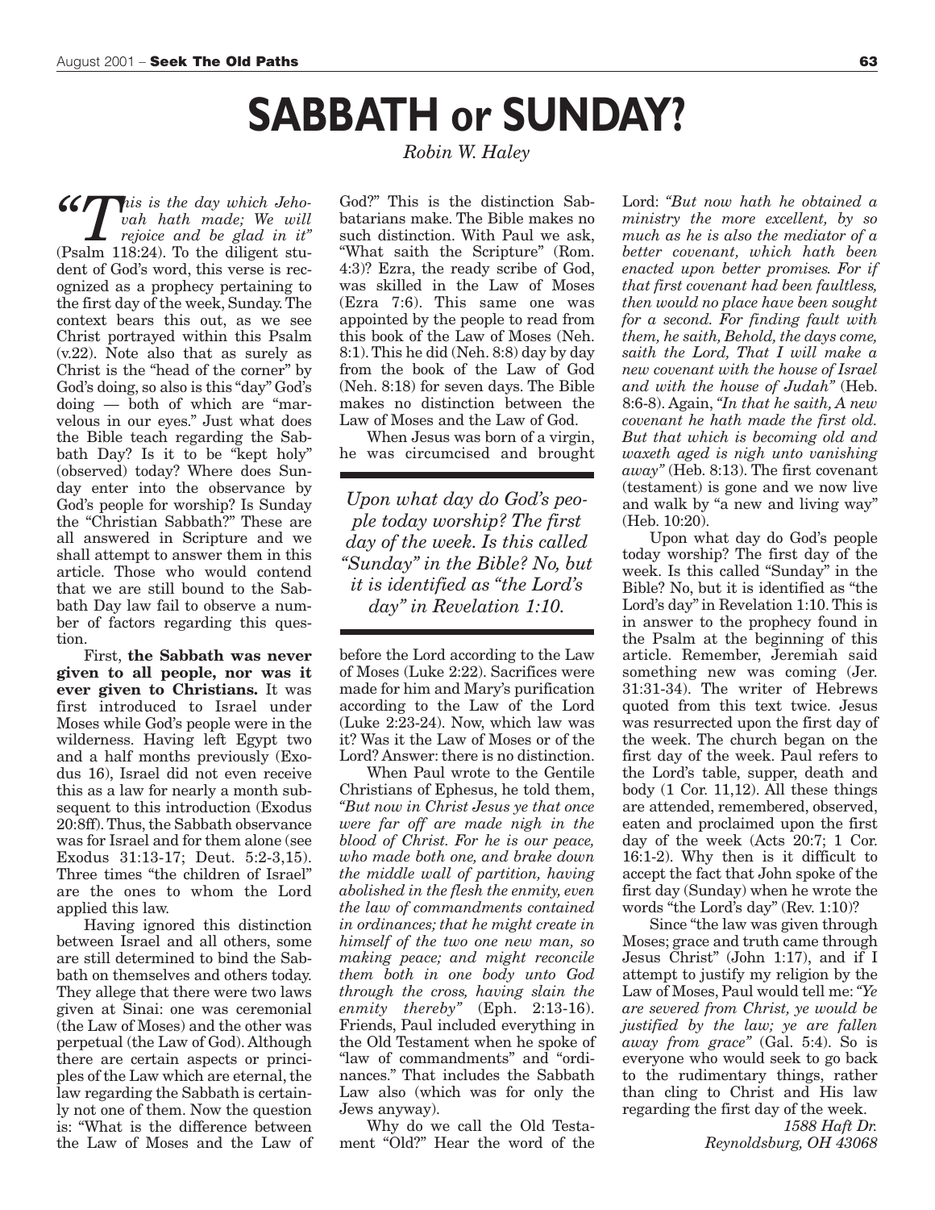# SABBATH or SUNDAY?

*Robin W. Haley*

*"This is the day which Jehovah hath made; We will rejoice and be glad in it"* (Psalm 118:24). To the diligent student of God's word, this verse is recognized as a prophecy pertaining to the first day of the week, Sunday. The context bears this out, as we see Christ portrayed within this Psalm (v.22). Note also that as surely as Christ is the "head of the corner" by God's doing, so also is this "day" God's doing — both of which are "marvelous in our eyes." Just what does the Bible teach regarding the Sabbath Day? Is it to be "kept holy" (observed) today? Where does Sunday enter into the observance by God's people for worship? Is Sunday the "Christian Sabbath?" These are all answered in Scripture and we shall attempt to answer them in this article. Those who would contend that we are still bound to the Sabbath Day law fail to observe a number of factors regarding this question.

First, **the Sabbath was never given to all people, nor was it ever given to Christians.** It was first introduced to Israel under Moses while God's people were in the wilderness. Having left Egypt two and a half months previously (Exodus 16), Israel did not even receive this as a law for nearly a month subsequent to this introduction (Exodus 20:8ff). Thus, the Sabbath observance was for Israel and for them alone (see Exodus 31:13-17; Deut. 5:2-3,15). Three times "the children of Israel" are the ones to whom the Lord applied this law.

Having ignored this distinction between Israel and all others, some are still determined to bind the Sabbath on themselves and others today. They allege that there were two laws given at Sinai: one was ceremonial (the Law of Moses) and the other was perpetual (the Law of God). Although there are certain aspects or principles of the Law which are eternal, the law regarding the Sabbath is certainly not one of them. Now the question is: "What is the difference between the Law of Moses and the Law of God?" This is the distinction Sabbatarians make. The Bible makes no such distinction. With Paul we ask, "What saith the Scripture" (Rom. 4:3)? Ezra, the ready scribe of God, was skilled in the Law of Moses (Ezra 7:6). This same one was appointed by the people to read from this book of the Law of Moses (Neh. 8:1). This he did (Neh. 8:8) day by day from the book of the Law of God (Neh. 8:18) for seven days. The Bible makes no distinction between the Law of Moses and the Law of God.

When Jesus was born of a virgin, he was circumcised and brought before the Lord according to the Law of Moses (Luke 2:22). Sacrifices were made for him and Mary's purification according to the Law of the Lord (Luke 2:23-24). Now, which law was it? Was it the Law of Moses or of the Lord? Answer: there is no distinction.

When Paul wrote to the Gentile Christians of Ephesus, he told them, *"But now in Christ Jesus ye that once were far off are made nigh in the blood of Christ. For he is our peace, who made both one, and brake down the middle wall of partition, having abolished in the flesh the enmity, even the law of commandments contained in ordinances; that he might create in himself of the two one new man, so making peace; and might reconcile them both in one body unto God through the cross, having slain the enmity thereby"* (Eph. 2:13-16). Friends, Paul included everything in the Old Testament when he spoke of "law of commandments" and "ordinances." That includes the Sabbath Law also (which was for only the Jews anyway).

Why do we call the Old Testament "Old?" Hear the word of the Lord: *"But now hath he obtained a ministry the more excellent, by so much as he is also the mediator of a better covenant, which hath been enacted upon better promises. For if that first covenant had been faultless, then would no place have been sought for a second. For finding fault with them, he saith, Behold, the days come, saith the Lord, That I will make a new covenant with the house of Israel and with the house of Judah"* (Heb. 8:6-8). Again, *"In that he saith, A new covenant he hath made the first old. But that which is becoming old and waxeth aged is nigh unto vanishing away"* (Heb. 8:13). The first covenant (testament) is gone and we now live and walk by "a new and living way" (Heb. 10:20).

*Upon what day do God's people today worship? The first day of the week. Is this called "Sunday" in the Bible? No, but it is identified as "the Lord's day" in Revelation 1:10.*

Upon what day do God's people today worship? The first day of the week. Is this called "Sunday" in the Bible? No, but it is identified as "the Lord's day" in Revelation 1:10. This is in answer to the prophecy found in the Psalm at the beginning of this article. Remember, Jeremiah said something new was coming (Jer. 31:31-34). The writer of Hebrews quoted from this text twice. Jesus was resurrected upon the first day of the week. The church began on the first day of the week. Paul refers to the Lord's table, supper, death and body (1 Cor. 11,12). All these things are attended, remembered, observed, eaten and proclaimed upon the first day of the week (Acts 20:7; 1 Cor. 16:1-2). Why then is it difficult to accept the fact that John spoke of the first day (Sunday) when he wrote the words "the Lord's day" (Rev. 1:10)?

Since "the law was given through Moses; grace and truth came through Jesus Christ" (John 1:17), and if I attempt to justify my religion by the Law of Moses, Paul would tell me: *"Ye are severed from Christ, ye would be justified by the law; ye are fallen away from grace"* (Gal. 5:4). So is everyone who would seek to go back to the rudimentary things, rather than cling to Christ and His law regarding the first day of the week.

*1588 Haft Dr.*
*Reynoldsburg, OH 43068*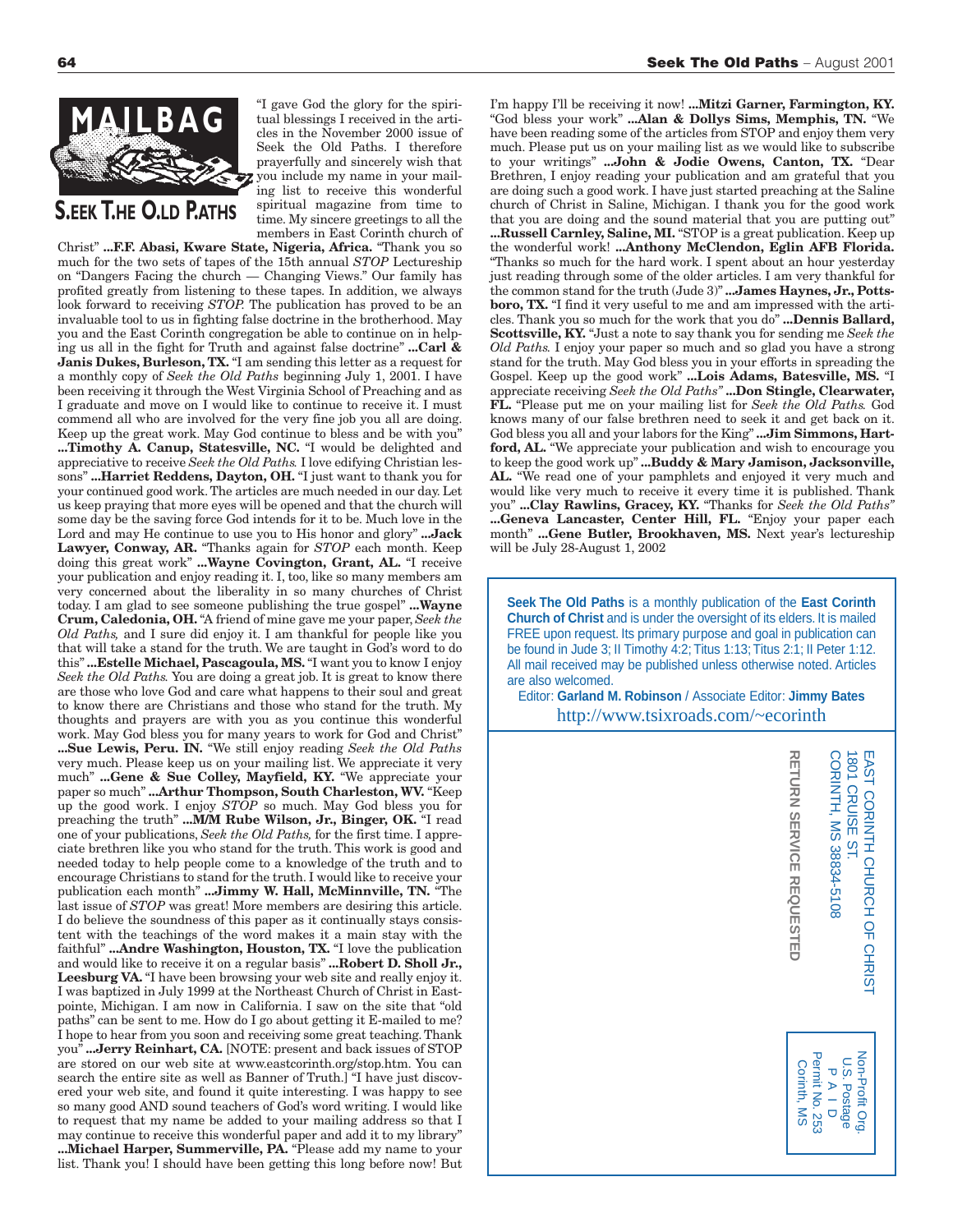# MAILBAG

**S.EEK T.HE O.LD P.ATHS**

"I gave God the glory for the spiritual blessings I received in the articles in the November 2000 issue of Seek the Old Paths. I therefore prayerfully and sincerely wish that you include my name in your mailing list to receive this wonderful spiritual magazine from time to time. My sincere greetings to all the members in East Corinth church of Christ" **...F.F. Abasi, Kware State, Nigeria, Africa.** "Thank you so much for the two sets of tapes of the 15th annual *STOP* Lectureship on "Dangers Facing the church — Changing Views." Our family has profited greatly from listening to these tapes. In addition, we always look forward to receiving *STOP.* The publication has proved to be an invaluable tool to us in fighting false doctrine in the brotherhood. May you and the East Corinth congregation be able to continue on in helping us all in the fight for Truth and against false doctrine" **...Carl & Janis Dukes, Burleson, TX.** "I am sending this letter as a request for a monthly copy of *Seek the Old Paths* beginning July 1, 2001. I have been receiving it through the West Virginia School of Preaching and as I graduate and move on I would like to continue to receive it. I must commend all who are involved for the very fine job you all are doing. Keep up the great work. May God continue to bless and be with you" **...Timothy A. Canup, Statesville, NC.** "I would be delighted and appreciative to receive *Seek the Old Paths.* I love edifying Christian lessons" **...Harriet Reddens, Dayton, OH.** "I just want to thank you for your continued good work. The articles are much needed in our day. Let us keep praying that more eyes will be opened and that the church will some day be the saving force God intends for it to be. Much love in the Lord and may He continue to use you to His honor and glory" **...Jack Lawyer, Conway, AR.** "Thanks again for *STOP* each month. Keep doing this great work" **...Wayne Covington, Grant, AL.** "I receive your publication and enjoy reading it. I, too, like so many members am very concerned about the liberality in so many churches of Christ today. I am glad to see someone publishing the true gospel" **...Wayne Crum, Caledonia, OH.** "A friend of mine gave me your paper, *Seek the Old Paths,* and I sure did enjoy it. I am thankful for people like you that will take a stand for the truth. We are taught in God's word to do this" **...Estelle Michael, Pascagoula, MS.** "I want you to know I enjoy *Seek the Old Paths.* You are doing a great job. It is great to know there are those who love God and care what happens to their soul and great to know there are Christians and those who stand for the truth. My thoughts and prayers are with you as you continue this wonderful work. May God bless you for many years to work for God and Christ" **...Sue Lewis, Peru. IN.** "We still enjoy reading *Seek the Old Paths* very much. Please keep us on your mailing list. We appreciate it very much" **...Gene & Sue Colley, Mayfield, KY.** "We appreciate your paper so much" **...Arthur Thompson, South Charleston, WV.** "Keep up the good work. I enjoy *STOP* so much. May God bless you for preaching the truth" **...M/M Rube Wilson, Jr., Binger, OK.** "I read one of your publications, *Seek the Old Paths,* for the first time. I appreciate brethren like you who stand for the truth. This work is good and needed today to help people come to a knowledge of the truth and to encourage Christians to stand for the truth. I would like to receive your publication each month" **...Jimmy W. Hall, McMinnville, TN.** "The last issue of *STOP* was great! More members are desiring this article. I do believe the soundness of this paper as it continually stays consistent with the teachings of the word makes it a main stay with the faithful" **...Andre Washington, Houston, TX.** "I love the publication and would like to receive it on a regular basis" **...Robert D. Sholl Jr., Leesburg VA.** "I have been browsing your web site and really enjoy it. I was baptized in July 1999 at the Northeast Church of Christ in Eastpointe, Michigan. I am now in California. I saw on the site that "old paths" can be sent to me. How do I go about getting it E-mailed to me? I hope to hear from you soon and receiving some great teaching. Thank you" **...Jerry Reinhart, CA.** [NOTE: present and back issues of STOP are stored on our web site at www.eastcorinth.org/stop.htm. You can search the entire site as well as Banner of Truth.] "I have just discovered your web site, and found it quite interesting. I was happy to see so many good AND sound teachers of God's word writing. I would like to request that my name be added to your mailing address so that I may continue to receive this wonderful paper and add it to my library" **...Michael Harper, Summerville, PA.** "Please add my name to your list. Thank you! I should have been getting this long before now! But I'm happy I'll be receiving it now! **...Mitzi Garner, Farmington, KY.** "God bless your work" **...Alan & Dollys Sims, Memphis, TN.** "We have been reading some of the articles from STOP and enjoy them very much. Please put us on your mailing list as we would like to subscribe to your writings" **...John & Jodie Owens, Canton, TX.** "Dear Brethren, I enjoy reading your publication and am grateful that you are doing such a good work. I have just started preaching at the Saline church of Christ in Saline, Michigan. I thank you for the good work that you are doing and the sound material that you are putting out" **...Russell Carnley, Saline, MI.** "STOP is a great publication. Keep up the wonderful work! **...Anthony McClendon, Eglin AFB Florida.** "Thanks so much for the hard work. I spent about an hour yesterday just reading through some of the older articles. I am very thankful for the common stand for the truth (Jude 3)" **...James Haynes, Jr., Pottsboro, TX.** "I find it very useful to me and am impressed with the articles. Thank you so much for the work that you do" **...Dennis Ballard, Scottsville, KY.** "Just a note to say thank you for sending me *Seek the Old Paths.* I enjoy your paper so much and so glad you have a strong stand for the truth. May God bless you in your efforts in spreading the Gospel. Keep up the good work" **...Lois Adams, Batesville, MS.** "I appreciate receiving *Seek the Old Paths"* **...Don Stingle, Clearwater, FL.** "Please put me on your mailing list for *Seek the Old Paths.* God knows many of our false brethren need to seek it and get back on it. God bless you all and your labors for the King" **...Jim Simmons, Hartford, AL.** "We appreciate your publication and wish to encourage you to keep the good work up" **...Buddy & Mary Jamison, Jacksonville, AL.** "We read one of your pamphlets and enjoyed it very much and would like very much to receive it every time it is published. Thank you" **...Clay Rawlins, Gracey, KY.** "Thanks for *Seek the Old Paths"* **...Geneva Lancaster, Center Hill, FL.** "Enjoy your paper each month" **...Gene Butler, Brookhaven, MS.** Next year's lectureship will be July 28-August 1, 2002

**Seek The Old Paths** is a monthly publication of the **East Corinth Church of Christ** and is under the oversight of its elders. It is mailed FREE upon request. Its primary purpose and goal in publication can be found in Jude 3; II Timothy 4:2; Titus 1:13; Titus 2:1; II Peter 1:12. All mail received may be published unless otherwise noted. Articles are also welcomed.

Editor: **Garland M. Robinson** / Associate Editor: **Jimmy Bates**

http://www.tsixroads.com/~ecorinth

EAST CORINTH CHURCH OF CHRIST
1801 CRUISE ST.
CORINTH, MS 38834-5108

**RETURN SERVICE REQUESTED**

Non-Profit Org.
U.S. Postage
P A I D
Permit No. 253
Corinth, MS